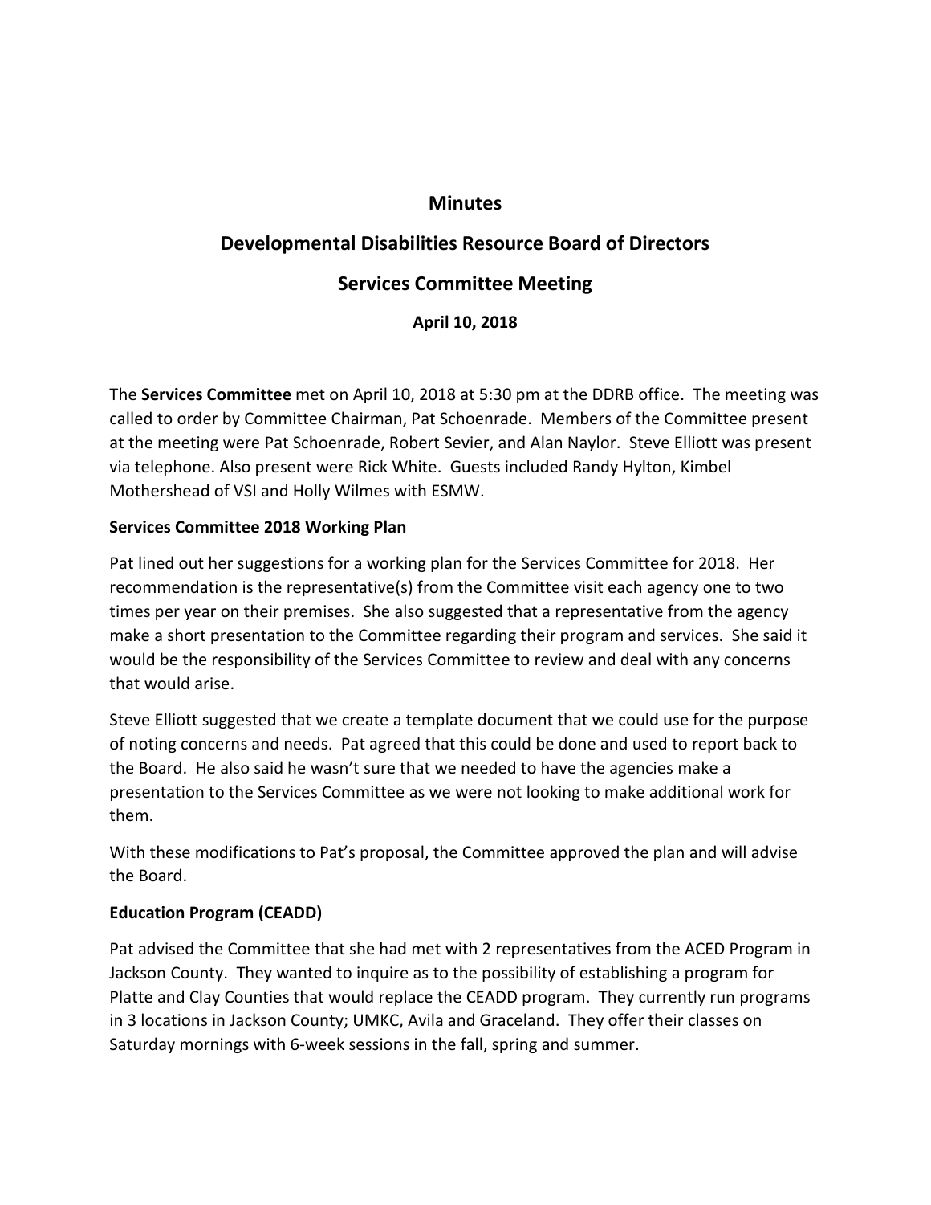# Minutes

## Developmental Disabilities Resource Board of Directors

## Services Committee Meeting

### April 10, 2018

The **Services Committee** met on April 10, 2018 at 5:30 pm at the DDRB office. The meeting was called to order by Committee Chairman, Pat Schoenrade. Members of the Committee present at the meeting were Pat Schoenrade, Robert Sevier, and Alan Naylor. Steve Elliott was present via telephone. Also present were Rick White. Guests included Randy Hylton, Kimbel Mothershead of VSI and Holly Wilmes with ESMW.

**Services Committee 2018 Working Plan**

Pat lined out her suggestions for a working plan for the Services Committee for 2018. Her recommendation is the representative(s) from the Committee visit each agency one to two times per year on their premises. She also suggested that a representative from the agency make a short presentation to the Committee regarding their program and services. She said it would be the responsibility of the Services Committee to review and deal with any concerns that would arise.

Steve Elliott suggested that we create a template document that we could use for the purpose of noting concerns and needs. Pat agreed that this could be done and used to report back to the Board. He also said he wasn't sure that we needed to have the agencies make a presentation to the Services Committee as we were not looking to make additional work for them.

With these modifications to Pat's proposal, the Committee approved the plan and will advise the Board.

**Education Program (CEADD)**

Pat advised the Committee that she had met with 2 representatives from the ACED Program in Jackson County. They wanted to inquire as to the possibility of establishing a program for Platte and Clay Counties that would replace the CEADD program. They currently run programs in 3 locations in Jackson County; UMKC, Avila and Graceland. They offer their classes on Saturday mornings with 6-week sessions in the fall, spring and summer.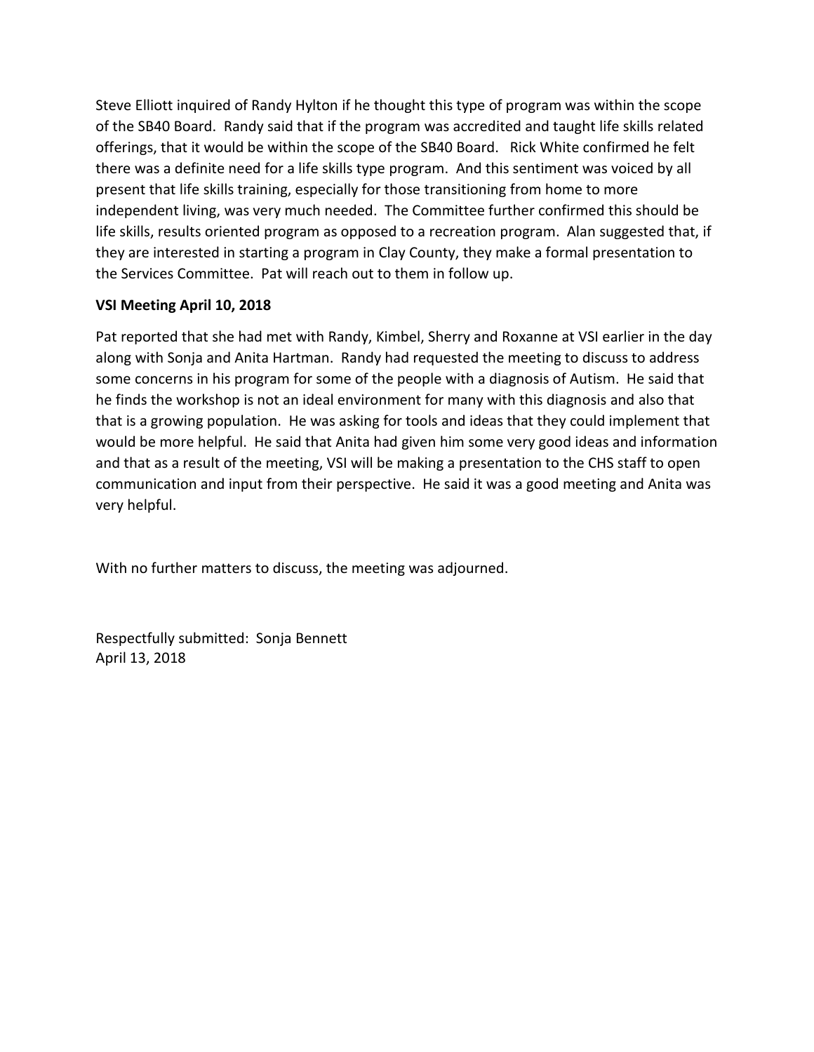Steve Elliott inquired of Randy Hylton if he thought this type of program was within the scope of the SB40 Board. Randy said that if the program was accredited and taught life skills related offerings, that it would be within the scope of the SB40 Board. Rick White confirmed he felt there was a definite need for a life skills type program. And this sentiment was voiced by all present that life skills training, especially for those transitioning from home to more independent living, was very much needed. The Committee further confirmed this should be life skills, results oriented program as opposed to a recreation program. Alan suggested that, if they are interested in starting a program in Clay County, they make a formal presentation to the Services Committee. Pat will reach out to them in follow up.

**VSI Meeting April 10, 2018**

Pat reported that she had met with Randy, Kimbel, Sherry and Roxanne at VSI earlier in the day along with Sonja and Anita Hartman. Randy had requested the meeting to discuss to address some concerns in his program for some of the people with a diagnosis of Autism. He said that he finds the workshop is not an ideal environment for many with this diagnosis and also that that is a growing population. He was asking for tools and ideas that they could implement that would be more helpful. He said that Anita had given him some very good ideas and information and that as a result of the meeting, VSI will be making a presentation to the CHS staff to open communication and input from their perspective. He said it was a good meeting and Anita was very helpful.

With no further matters to discuss, the meeting was adjourned.

Respectfully submitted: Sonja Bennett
April 13, 2018